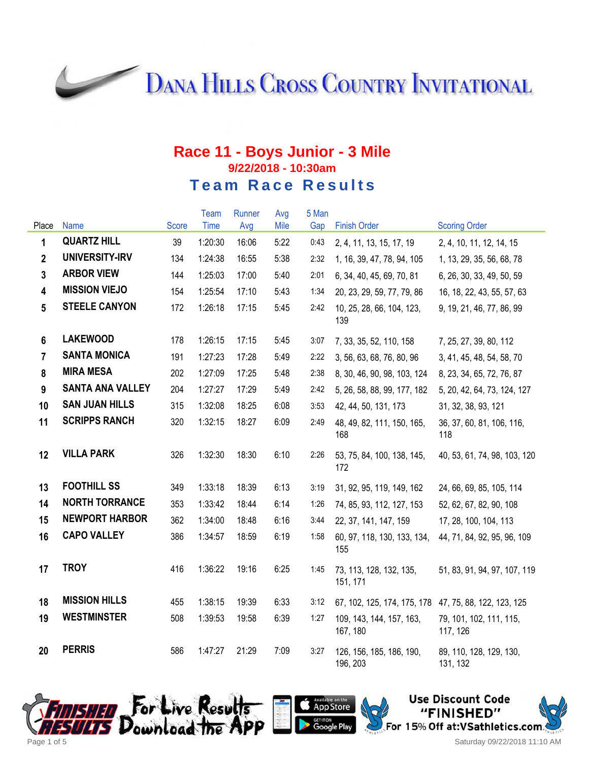# Dana Hills Cross Country Invitational

## Race 11 - Boys Junior - 3 Mile

### 9/22/2018 - 10:30am

### Team Race Results

| Place | Name | Score | Team Time | Runner Avg | Avg Mile | 5 Man Gap | Finish Order | Scoring Order |
|---|---|---|---|---|---|---|---|---|
| 1 | QUARTZ HILL | 39 | 1:20:30 | 16:06 | 5:22 | 0:43 | 2, 4, 11, 13, 15, 17, 19 | 2, 4, 10, 11, 12, 14, 15 |
| 2 | UNIVERSITY-IRV | 134 | 1:24:38 | 16:55 | 5:38 | 2:32 | 1, 16, 39, 47, 78, 94, 105 | 1, 13, 29, 35, 56, 68, 78 |
| 3 | ARBOR VIEW | 144 | 1:25:03 | 17:00 | 5:40 | 2:01 | 6, 34, 40, 45, 69, 70, 81 | 6, 26, 30, 33, 49, 50, 59 |
| 4 | MISSION VIEJO | 154 | 1:25:54 | 17:10 | 5:43 | 1:34 | 20, 23, 29, 59, 77, 79, 86 | 16, 18, 22, 43, 55, 57, 63 |
| 5 | STEELE CANYON | 172 | 1:26:18 | 17:15 | 5:45 | 2:42 | 10, 25, 28, 66, 104, 123, 139 | 9, 19, 21, 46, 77, 86, 99 |
| 6 | LAKEWOOD | 178 | 1:26:15 | 17:15 | 5:45 | 3:07 | 7, 33, 35, 52, 110, 158 | 7, 25, 27, 39, 80, 112 |
| 7 | SANTA MONICA | 191 | 1:27:23 | 17:28 | 5:49 | 2:22 | 3, 56, 63, 68, 76, 80, 96 | 3, 41, 45, 48, 54, 58, 70 |
| 8 | MIRA MESA | 202 | 1:27:09 | 17:25 | 5:48 | 2:38 | 8, 30, 46, 90, 98, 103, 124 | 8, 23, 34, 65, 72, 76, 87 |
| 9 | SANTA ANA VALLEY | 204 | 1:27:27 | 17:29 | 5:49 | 2:42 | 5, 26, 58, 88, 99, 177, 182 | 5, 20, 42, 64, 73, 124, 127 |
| 10 | SAN JUAN HILLS | 315 | 1:32:08 | 18:25 | 6:08 | 3:53 | 42, 44, 50, 131, 173 | 31, 32, 38, 93, 121 |
| 11 | SCRIPPS RANCH | 320 | 1:32:15 | 18:27 | 6:09 | 2:49 | 48, 49, 82, 111, 150, 165, 168 | 36, 37, 60, 81, 106, 116, 118 |
| 12 | VILLA PARK | 326 | 1:32:30 | 18:30 | 6:10 | 2:26 | 53, 75, 84, 100, 138, 145, 172 | 40, 53, 61, 74, 98, 103, 120 |
| 13 | FOOTHILL SS | 349 | 1:33:18 | 18:39 | 6:13 | 3:19 | 31, 92, 95, 119, 149, 162 | 24, 66, 69, 85, 105, 114 |
| 14 | NORTH TORRANCE | 353 | 1:33:42 | 18:44 | 6:14 | 1:26 | 74, 85, 93, 112, 127, 153 | 52, 62, 67, 82, 90, 108 |
| 15 | NEWPORT HARBOR | 362 | 1:34:00 | 18:48 | 6:16 | 3:44 | 22, 37, 141, 147, 159 | 17, 28, 100, 104, 113 |
| 16 | CAPO VALLEY | 386 | 1:34:57 | 18:59 | 6:19 | 1:58 | 60, 97, 118, 130, 133, 134, 155 | 44, 71, 84, 92, 95, 96, 109 |
| 17 | TROY | 416 | 1:36:22 | 19:16 | 6:25 | 1:45 | 73, 113, 128, 132, 135, 151, 171 | 51, 83, 91, 94, 97, 107, 119 |
| 18 | MISSION HILLS | 455 | 1:38:15 | 19:39 | 6:33 | 3:12 | 67, 102, 125, 174, 175, 178 | 47, 75, 88, 122, 123, 125 |
| 19 | WESTMINSTER | 508 | 1:39:53 | 19:58 | 6:39 | 1:27 | 109, 143, 144, 157, 163, 167, 180 | 79, 101, 102, 111, 115, 117, 126 |
| 20 | PERRIS | 586 | 1:47:27 | 21:29 | 7:09 | 3:27 | 126, 156, 185, 186, 190, 196, 203 | 89, 110, 128, 129, 130, 131, 132 |

Finished Results — For Live Results Download the App — Available on the App Store — Get it on Google Play

Use Discount Code "FINISHED" For 15% Off at:VSathletics.com

Saturday 09/22/2018 11:10 AM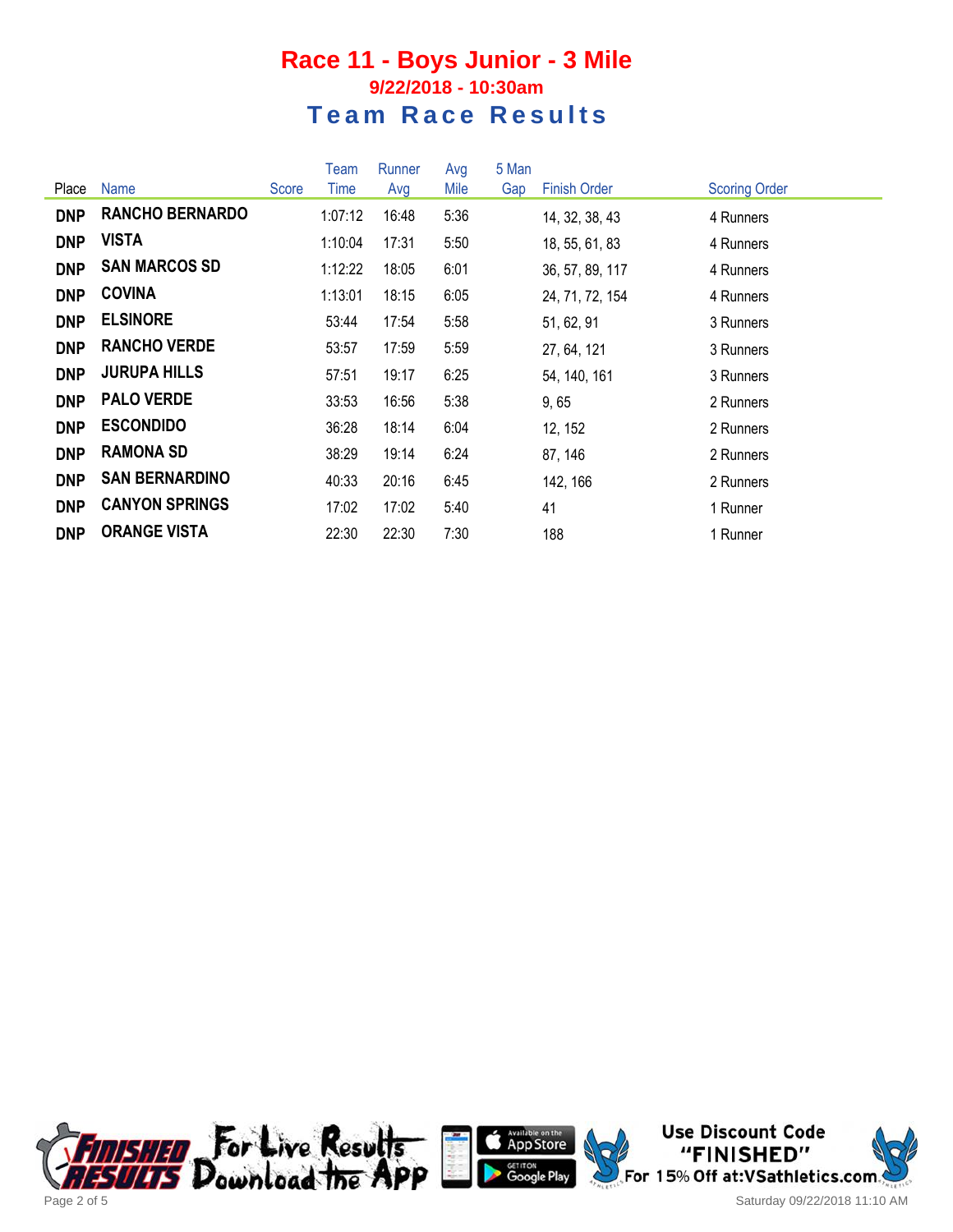# Race 11 - Boys Junior - 3 Mile

**9/22/2018 - 10:30am**

## Team Race Results

| Place | Name | Score | Team Time | Runner Avg | Avg Mile | 5 Man Gap | Finish Order | Scoring Order |
|---|---|---|---|---|---|---|---|---|
| **DNP** | **RANCHO BERNARDO** | | 1:07:12 | 16:48 | 5:36 | | 14, 32, 38, 43 | 4 Runners |
| **DNP** | **VISTA** | | 1:10:04 | 17:31 | 5:50 | | 18, 55, 61, 83 | 4 Runners |
| **DNP** | **SAN MARCOS SD** | | 1:12:22 | 18:05 | 6:01 | | 36, 57, 89, 117 | 4 Runners |
| **DNP** | **COVINA** | | 1:13:01 | 18:15 | 6:05 | | 24, 71, 72, 154 | 4 Runners |
| **DNP** | **ELSINORE** | | 53:44 | 17:54 | 5:58 | | 51, 62, 91 | 3 Runners |
| **DNP** | **RANCHO VERDE** | | 53:57 | 17:59 | 5:59 | | 27, 64, 121 | 3 Runners |
| **DNP** | **JURUPA HILLS** | | 57:51 | 19:17 | 6:25 | | 54, 140, 161 | 3 Runners |
| **DNP** | **PALO VERDE** | | 33:53 | 16:56 | 5:38 | | 9, 65 | 2 Runners |
| **DNP** | **ESCONDIDO** | | 36:28 | 18:14 | 6:04 | | 12, 152 | 2 Runners |
| **DNP** | **RAMONA SD** | | 38:29 | 19:14 | 6:24 | | 87, 146 | 2 Runners |
| **DNP** | **SAN BERNARDINO** | | 40:33 | 20:16 | 6:45 | | 142, 166 | 2 Runners |
| **DNP** | **CANYON SPRINGS** | | 17:02 | 17:02 | 5:40 | | 41 | 1 Runner |
| **DNP** | **ORANGE VISTA** | | 22:30 | 22:30 | 7:30 | | 188 | 1 Runner |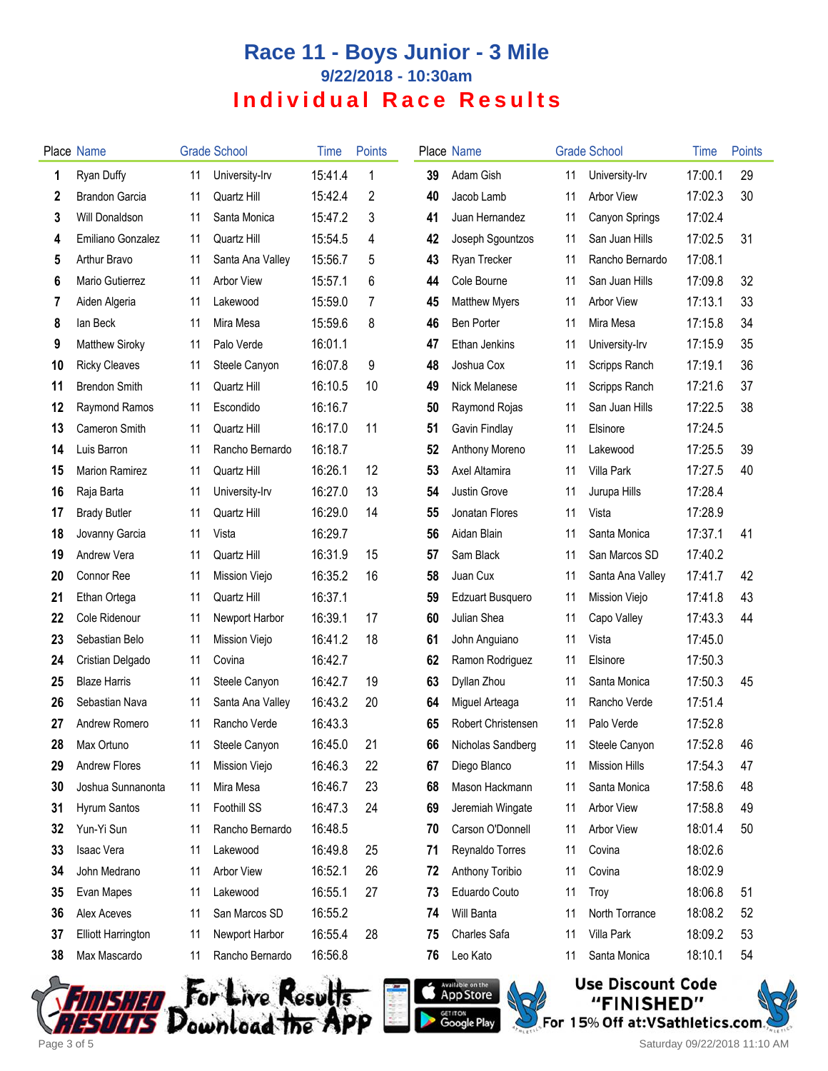# Race 11 - Boys Junior - 3 Mile

### 9/22/2018 - 10:30am

## Individual Race Results

| Place | Name | Grade | School | Time | Points |
|---|---|---|---|---|---|
| 1 | Ryan Duffy | 11 | University-Irv | 15:41.4 | 1 |
| 2 | Brandon Garcia | 11 | Quartz Hill | 15:42.4 | 2 |
| 3 | Will Donaldson | 11 | Santa Monica | 15:47.2 | 3 |
| 4 | Emiliano Gonzalez | 11 | Quartz Hill | 15:54.5 | 4 |
| 5 | Arthur Bravo | 11 | Santa Ana Valley | 15:56.7 | 5 |
| 6 | Mario Gutierrez | 11 | Arbor View | 15:57.1 | 6 |
| 7 | Aiden Algeria | 11 | Lakewood | 15:59.0 | 7 |
| 8 | Ian Beck | 11 | Mira Mesa | 15:59.6 | 8 |
| 9 | Matthew Siroky | 11 | Palo Verde | 16:01.1 | |
| 10 | Ricky Cleaves | 11 | Steele Canyon | 16:07.8 | 9 |
| 11 | Brendon Smith | 11 | Quartz Hill | 16:10.5 | 10 |
| 12 | Raymond Ramos | 11 | Escondido | 16:16.7 | |
| 13 | Cameron Smith | 11 | Quartz Hill | 16:17.0 | 11 |
| 14 | Luis Barron | 11 | Rancho Bernardo | 16:18.7 | |
| 15 | Marion Ramirez | 11 | Quartz Hill | 16:26.1 | 12 |
| 16 | Raja Barta | 11 | University-Irv | 16:27.0 | 13 |
| 17 | Brady Butler | 11 | Quartz Hill | 16:29.0 | 14 |
| 18 | Jovanny Garcia | 11 | Vista | 16:29.7 | |
| 19 | Andrew Vera | 11 | Quartz Hill | 16:31.9 | 15 |
| 20 | Connor Ree | 11 | Mission Viejo | 16:35.2 | 16 |
| 21 | Ethan Ortega | 11 | Quartz Hill | 16:37.1 | |
| 22 | Cole Ridenour | 11 | Newport Harbor | 16:39.1 | 17 |
| 23 | Sebastian Belo | 11 | Mission Viejo | 16:41.2 | 18 |
| 24 | Cristian Delgado | 11 | Covina | 16:42.7 | |
| 25 | Blaze Harris | 11 | Steele Canyon | 16:42.7 | 19 |
| 26 | Sebastian Nava | 11 | Santa Ana Valley | 16:43.2 | 20 |
| 27 | Andrew Romero | 11 | Rancho Verde | 16:43.3 | |
| 28 | Max Ortuno | 11 | Steele Canyon | 16:45.0 | 21 |
| 29 | Andrew Flores | 11 | Mission Viejo | 16:46.3 | 22 |
| 30 | Joshua Sunnanonta | 11 | Mira Mesa | 16:46.7 | 23 |
| 31 | Hyrum Santos | 11 | Foothill SS | 16:47.3 | 24 |
| 32 | Yun-Yi Sun | 11 | Rancho Bernardo | 16:48.5 | |
| 33 | Isaac Vera | 11 | Lakewood | 16:49.8 | 25 |
| 34 | John Medrano | 11 | Arbor View | 16:52.1 | 26 |
| 35 | Evan Mapes | 11 | Lakewood | 16:55.1 | 27 |
| 36 | Alex Aceves | 11 | San Marcos SD | 16:55.2 | |
| 37 | Elliott Harrington | 11 | Newport Harbor | 16:55.4 | 28 |
| 38 | Max Mascardo | 11 | Rancho Bernardo | 16:56.8 | |
| 39 | Adam Gish | 11 | University-Irv | 17:00.1 | 29 |
| 40 | Jacob Lamb | 11 | Arbor View | 17:02.3 | 30 |
| 41 | Juan Hernandez | 11 | Canyon Springs | 17:02.4 | |
| 42 | Joseph Sgountzos | 11 | San Juan Hills | 17:02.5 | 31 |
| 43 | Ryan Trecker | 11 | Rancho Bernardo | 17:08.1 | |
| 44 | Cole Bourne | 11 | San Juan Hills | 17:09.8 | 32 |
| 45 | Matthew Myers | 11 | Arbor View | 17:13.1 | 33 |
| 46 | Ben Porter | 11 | Mira Mesa | 17:15.8 | 34 |
| 47 | Ethan Jenkins | 11 | University-Irv | 17:15.9 | 35 |
| 48 | Joshua Cox | 11 | Scripps Ranch | 17:19.1 | 36 |
| 49 | Nick Melanese | 11 | Scripps Ranch | 17:21.6 | 37 |
| 50 | Raymond Rojas | 11 | San Juan Hills | 17:22.5 | 38 |
| 51 | Gavin Findlay | 11 | Elsinore | 17:24.5 | |
| 52 | Anthony Moreno | 11 | Lakewood | 17:25.5 | 39 |
| 53 | Axel Altamira | 11 | Villa Park | 17:27.5 | 40 |
| 54 | Justin Grove | 11 | Jurupa Hills | 17:28.4 | |
| 55 | Jonatan Flores | 11 | Vista | 17:28.9 | |
| 56 | Aidan Blain | 11 | Santa Monica | 17:37.1 | 41 |
| 57 | Sam Black | 11 | San Marcos SD | 17:40.2 | |
| 58 | Juan Cux | 11 | Santa Ana Valley | 17:41.7 | 42 |
| 59 | Edzuart Busquero | 11 | Mission Viejo | 17:41.8 | 43 |
| 60 | Julian Shea | 11 | Capo Valley | 17:43.3 | 44 |
| 61 | John Anguiano | 11 | Vista | 17:45.0 | |
| 62 | Ramon Rodriguez | 11 | Elsinore | 17:50.3 | |
| 63 | Dyllan Zhou | 11 | Santa Monica | 17:50.3 | 45 |
| 64 | Miguel Arteaga | 11 | Rancho Verde | 17:51.4 | |
| 65 | Robert Christensen | 11 | Palo Verde | 17:52.8 | |
| 66 | Nicholas Sandberg | 11 | Steele Canyon | 17:52.8 | 46 |
| 67 | Diego Blanco | 11 | Mission Hills | 17:54.3 | 47 |
| 68 | Mason Hackmann | 11 | Santa Monica | 17:58.6 | 48 |
| 69 | Jeremiah Wingate | 11 | Arbor View | 17:58.8 | 49 |
| 70 | Carson O'Donnell | 11 | Arbor View | 18:01.4 | 50 |
| 71 | Reynaldo Torres | 11 | Covina | 18:02.6 | |
| 72 | Anthony Toribio | 11 | Covina | 18:02.9 | |
| 73 | Eduardo Couto | 11 | Troy | 18:06.8 | 51 |
| 74 | Will Banta | 11 | North Torrance | 18:08.2 | 52 |
| 75 | Charles Safa | 11 | Villa Park | 18:09.2 | 53 |
| 76 | Leo Kato | 11 | Santa Monica | 18:10.1 | 54 |

For Live Results Download the App

Use Discount Code "FINISHED" For 15% Off at:VSathletics.com

Saturday 09/22/2018 11:10 AM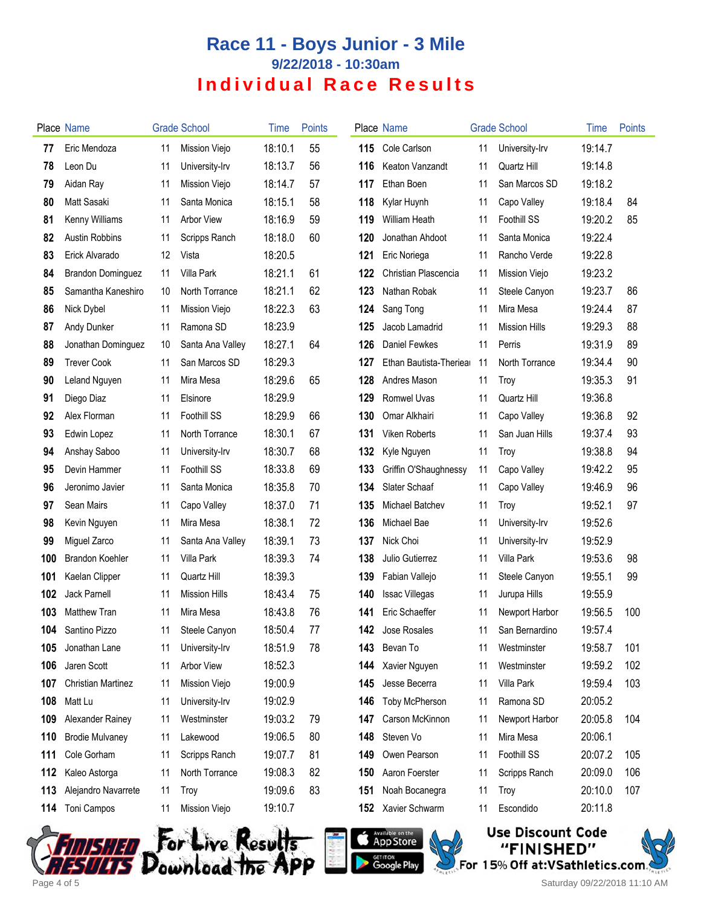# Race 11 - Boys Junior - 3 Mile

## 9/22/2018 - 10:30am

## Individual Race Results

| Place | Name | Grade | School | Time | Points |
|---|---|---|---|---|---|
| 77 | Eric Mendoza | 11 | Mission Viejo | 18:10.1 | 55 |
| 78 | Leon Du | 11 | University-Irv | 18:13.7 | 56 |
| 79 | Aidan Ray | 11 | Mission Viejo | 18:14.7 | 57 |
| 80 | Matt Sasaki | 11 | Santa Monica | 18:15.1 | 58 |
| 81 | Kenny Williams | 11 | Arbor View | 18:16.9 | 59 |
| 82 | Austin Robbins | 11 | Scripps Ranch | 18:18.0 | 60 |
| 83 | Erick Alvarado | 12 | Vista | 18:20.5 | |
| 84 | Brandon Dominguez | 11 | Villa Park | 18:21.1 | 61 |
| 85 | Samantha Kaneshiro | 10 | North Torrance | 18:21.1 | 62 |
| 86 | Nick Dybel | 11 | Mission Viejo | 18:22.3 | 63 |
| 87 | Andy Dunker | 11 | Ramona SD | 18:23.9 | |
| 88 | Jonathan Dominguez | 10 | Santa Ana Valley | 18:27.1 | 64 |
| 89 | Trever Cook | 11 | San Marcos SD | 18:29.3 | |
| 90 | Leland Nguyen | 11 | Mira Mesa | 18:29.6 | 65 |
| 91 | Diego Diaz | 11 | Elsinore | 18:29.9 | |
| 92 | Alex Florman | 11 | Foothill SS | 18:29.9 | 66 |
| 93 | Edwin Lopez | 11 | North Torrance | 18:30.1 | 67 |
| 94 | Anshay Saboo | 11 | University-Irv | 18:30.7 | 68 |
| 95 | Devin Hammer | 11 | Foothill SS | 18:33.8 | 69 |
| 96 | Jeronimo Javier | 11 | Santa Monica | 18:35.8 | 70 |
| 97 | Sean Mairs | 11 | Capo Valley | 18:37.0 | 71 |
| 98 | Kevin Nguyen | 11 | Mira Mesa | 18:38.1 | 72 |
| 99 | Miguel Zarco | 11 | Santa Ana Valley | 18:39.1 | 73 |
| 100 | Brandon Koehler | 11 | Villa Park | 18:39.3 | 74 |
| 101 | Kaelan Clipper | 11 | Quartz Hill | 18:39.3 | |
| 102 | Jack Parnell | 11 | Mission Hills | 18:43.4 | 75 |
| 103 | Matthew Tran | 11 | Mira Mesa | 18:43.8 | 76 |
| 104 | Santino Pizzo | 11 | Steele Canyon | 18:50.4 | 77 |
| 105 | Jonathan Lane | 11 | University-Irv | 18:51.9 | 78 |
| 106 | Jaren Scott | 11 | Arbor View | 18:52.3 | |
| 107 | Christian Martinez | 11 | Mission Viejo | 19:00.9 | |
| 108 | Matt Lu | 11 | University-Irv | 19:02.9 | |
| 109 | Alexander Rainey | 11 | Westminster | 19:03.2 | 79 |
| 110 | Brodie Mulvaney | 11 | Lakewood | 19:06.5 | 80 |
| 111 | Cole Gorham | 11 | Scripps Ranch | 19:07.7 | 81 |
| 112 | Kaleo Astorga | 11 | North Torrance | 19:08.3 | 82 |
| 113 | Alejandro Navarrete | 11 | Troy | 19:09.6 | 83 |
| 114 | Toni Campos | 11 | Mission Viejo | 19:10.7 | |
| 115 | Cole Carlson | 11 | University-Irv | 19:14.7 | |
| 116 | Keaton Vanzandt | 11 | Quartz Hill | 19:14.8 | |
| 117 | Ethan Boen | 11 | San Marcos SD | 19:18.2 | |
| 118 | Kylar Huynh | 11 | Capo Valley | 19:18.4 | 84 |
| 119 | William Heath | 11 | Foothill SS | 19:20.2 | 85 |
| 120 | Jonathan Ahdoot | 11 | Santa Monica | 19:22.4 | |
| 121 | Eric Noriega | 11 | Rancho Verde | 19:22.8 | |
| 122 | Christian Plascencia | 11 | Mission Viejo | 19:23.2 | |
| 123 | Nathan Robak | 11 | Steele Canyon | 19:23.7 | 86 |
| 124 | Sang Tong | 11 | Mira Mesa | 19:24.4 | 87 |
| 125 | Jacob Lamadrid | 11 | Mission Hills | 19:29.3 | 88 |
| 126 | Daniel Fewkes | 11 | Perris | 19:31.9 | 89 |
| 127 | Ethan Bautista-Therieau | 11 | North Torrance | 19:34.4 | 90 |
| 128 | Andres Mason | 11 | Troy | 19:35.3 | 91 |
| 129 | Romwel Uvas | 11 | Quartz Hill | 19:36.8 | |
| 130 | Omar Alkhairi | 11 | Capo Valley | 19:36.8 | 92 |
| 131 | Viken Roberts | 11 | San Juan Hills | 19:37.4 | 93 |
| 132 | Kyle Nguyen | 11 | Troy | 19:38.8 | 94 |
| 133 | Griffin O'Shaughnessy | 11 | Capo Valley | 19:42.2 | 95 |
| 134 | Slater Schaaf | 11 | Capo Valley | 19:46.9 | 96 |
| 135 | Michael Batchev | 11 | Troy | 19:52.1 | 97 |
| 136 | Michael Bae | 11 | University-Irv | 19:52.6 | |
| 137 | Nick Choi | 11 | University-Irv | 19:52.9 | |
| 138 | Julio Gutierrez | 11 | Villa Park | 19:53.6 | 98 |
| 139 | Fabian Vallejo | 11 | Steele Canyon | 19:55.1 | 99 |
| 140 | Issac Villegas | 11 | Jurupa Hills | 19:55.9 | |
| 141 | Eric Schaeffer | 11 | Newport Harbor | 19:56.5 | 100 |
| 142 | Jose Rosales | 11 | San Bernardino | 19:57.4 | |
| 143 | Bevan To | 11 | Westminster | 19:58.7 | 101 |
| 144 | Xavier Nguyen | 11 | Westminster | 19:59.2 | 102 |
| 145 | Jesse Becerra | 11 | Villa Park | 19:59.4 | 103 |
| 146 | Toby McPherson | 11 | Ramona SD | 20:05.2 | |
| 147 | Carson McKinnon | 11 | Newport Harbor | 20:05.8 | 104 |
| 148 | Steven Vo | 11 | Mira Mesa | 20:06.1 | |
| 149 | Owen Pearson | 11 | Foothill SS | 20:07.2 | 105 |
| 150 | Aaron Foerster | 11 | Scripps Ranch | 20:09.0 | 106 |
| 151 | Noah Bocanegra | 11 | Troy | 20:10.0 | 107 |
| 152 | Xavier Schwarm | 11 | Escondido | 20:11.8 | |

For Live Results Download the APP

Use Discount Code "FINISHED" For 15% Off at:VSathletics.com

Saturday 09/22/2018 11:10 AM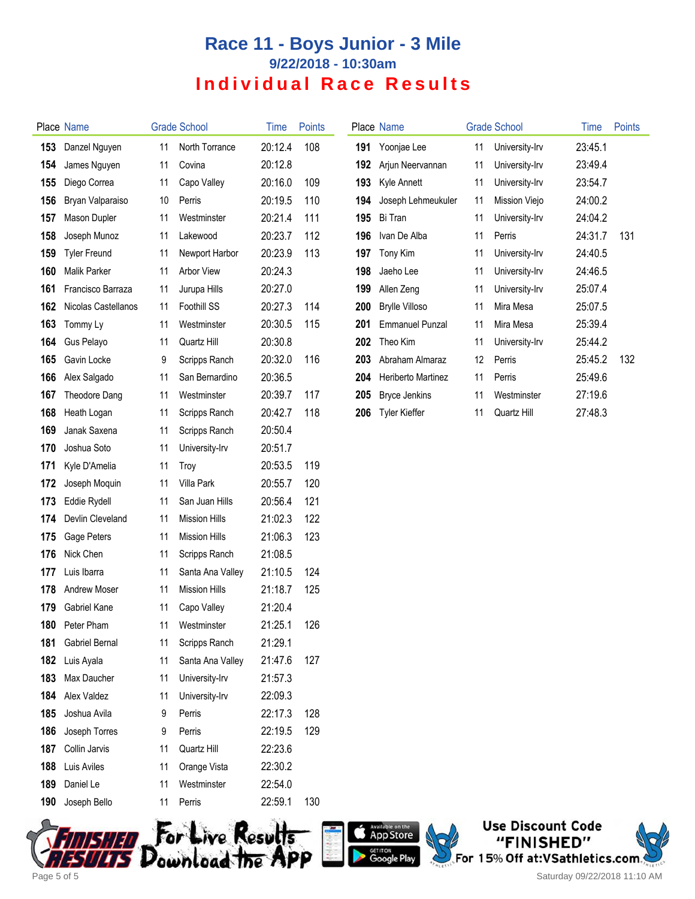# Race 11 - Boys Junior - 3 Mile

### 9/22/2018 - 10:30am

## Individual Race Results

| Place | Name | Grade | School | Time | Points |
|---|---|---|---|---|---|
| 153 | Danzel Nguyen | 11 | North Torrance | 20:12.4 | 108 |
| 154 | James Nguyen | 11 | Covina | 20:12.8 | |
| 155 | Diego Correa | 11 | Capo Valley | 20:16.0 | 109 |
| 156 | Bryan Valparaiso | 10 | Perris | 20:19.5 | 110 |
| 157 | Mason Dupler | 11 | Westminster | 20:21.4 | 111 |
| 158 | Joseph Munoz | 11 | Lakewood | 20:23.7 | 112 |
| 159 | Tyler Freund | 11 | Newport Harbor | 20:23.9 | 113 |
| 160 | Malik Parker | 11 | Arbor View | 20:24.3 | |
| 161 | Francisco Barraza | 11 | Jurupa Hills | 20:27.0 | |
| 162 | Nicolas Castellanos | 11 | Foothill SS | 20:27.3 | 114 |
| 163 | Tommy Ly | 11 | Westminster | 20:30.5 | 115 |
| 164 | Gus Pelayo | 11 | Quartz Hill | 20:30.8 | |
| 165 | Gavin Locke | 9 | Scripps Ranch | 20:32.0 | 116 |
| 166 | Alex Salgado | 11 | San Bernardino | 20:36.5 | |
| 167 | Theodore Dang | 11 | Westminster | 20:39.7 | 117 |
| 168 | Heath Logan | 11 | Scripps Ranch | 20:42.7 | 118 |
| 169 | Janak Saxena | 11 | Scripps Ranch | 20:50.4 | |
| 170 | Joshua Soto | 11 | University-Irv | 20:51.7 | |
| 171 | Kyle D'Amelia | 11 | Troy | 20:53.5 | 119 |
| 172 | Joseph Moquin | 11 | Villa Park | 20:55.7 | 120 |
| 173 | Eddie Rydell | 11 | San Juan Hills | 20:56.4 | 121 |
| 174 | Devlin Cleveland | 11 | Mission Hills | 21:02.3 | 122 |
| 175 | Gage Peters | 11 | Mission Hills | 21:06.3 | 123 |
| 176 | Nick Chen | 11 | Scripps Ranch | 21:08.5 | |
| 177 | Luis Ibarra | 11 | Santa Ana Valley | 21:10.5 | 124 |
| 178 | Andrew Moser | 11 | Mission Hills | 21:18.7 | 125 |
| 179 | Gabriel Kane | 11 | Capo Valley | 21:20.4 | |
| 180 | Peter Pham | 11 | Westminster | 21:25.1 | 126 |
| 181 | Gabriel Bernal | 11 | Scripps Ranch | 21:29.1 | |
| 182 | Luis Ayala | 11 | Santa Ana Valley | 21:47.6 | 127 |
| 183 | Max Daucher | 11 | University-Irv | 21:57.3 | |
| 184 | Alex Valdez | 11 | University-Irv | 22:09.3 | |
| 185 | Joshua Avila | 9 | Perris | 22:17.3 | 128 |
| 186 | Joseph Torres | 9 | Perris | 22:19.5 | 129 |
| 187 | Collin Jarvis | 11 | Quartz Hill | 22:23.6 | |
| 188 | Luis Aviles | 11 | Orange Vista | 22:30.2 | |
| 189 | Daniel Le | 11 | Westminster | 22:54.0 | |
| 190 | Joseph Bello | 11 | Perris | 22:59.1 | 130 |
| 191 | Yoonjae Lee | 11 | University-Irv | 23:45.1 | |
| 192 | Arjun Neervannan | 11 | University-Irv | 23:49.4 | |
| 193 | Kyle Annett | 11 | University-Irv | 23:54.7 | |
| 194 | Joseph Lehmeukuler | 11 | Mission Viejo | 24:00.2 | |
| 195 | Bi Tran | 11 | University-Irv | 24:04.2 | |
| 196 | Ivan De Alba | 11 | Perris | 24:31.7 | 131 |
| 197 | Tony Kim | 11 | University-Irv | 24:40.5 | |
| 198 | Jaeho Lee | 11 | University-Irv | 24:46.5 | |
| 199 | Allen Zeng | 11 | University-Irv | 25:07.4 | |
| 200 | Brylle Villoso | 11 | Mira Mesa | 25:07.5 | |
| 201 | Emmanuel Punzal | 11 | Mira Mesa | 25:39.4 | |
| 202 | Theo Kim | 11 | University-Irv | 25:44.2 | |
| 203 | Abraham Almaraz | 12 | Perris | 25:45.2 | 132 |
| 204 | Heriberto Martinez | 11 | Perris | 25:49.6 | |
| 205 | Bryce Jenkins | 11 | Westminster | 27:19.6 | |
| 206 | Tyler Kieffer | 11 | Quartz Hill | 27:48.3 | |

Finished Results — For Live Results Download the App — Available on the App Store / Get it on Google Play

Use Discount Code "FINISHED" For 15% Off at:VSathletics.com

Saturday 09/22/2018 11:10 AM